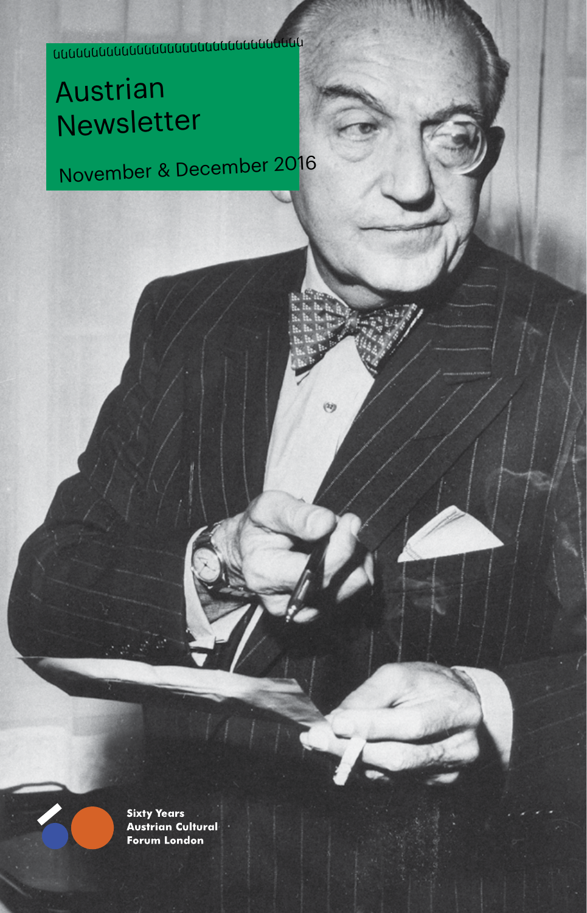# Austrian Newsletter

November & December 2016

Sixty Years
Austrian Cultural
Forum London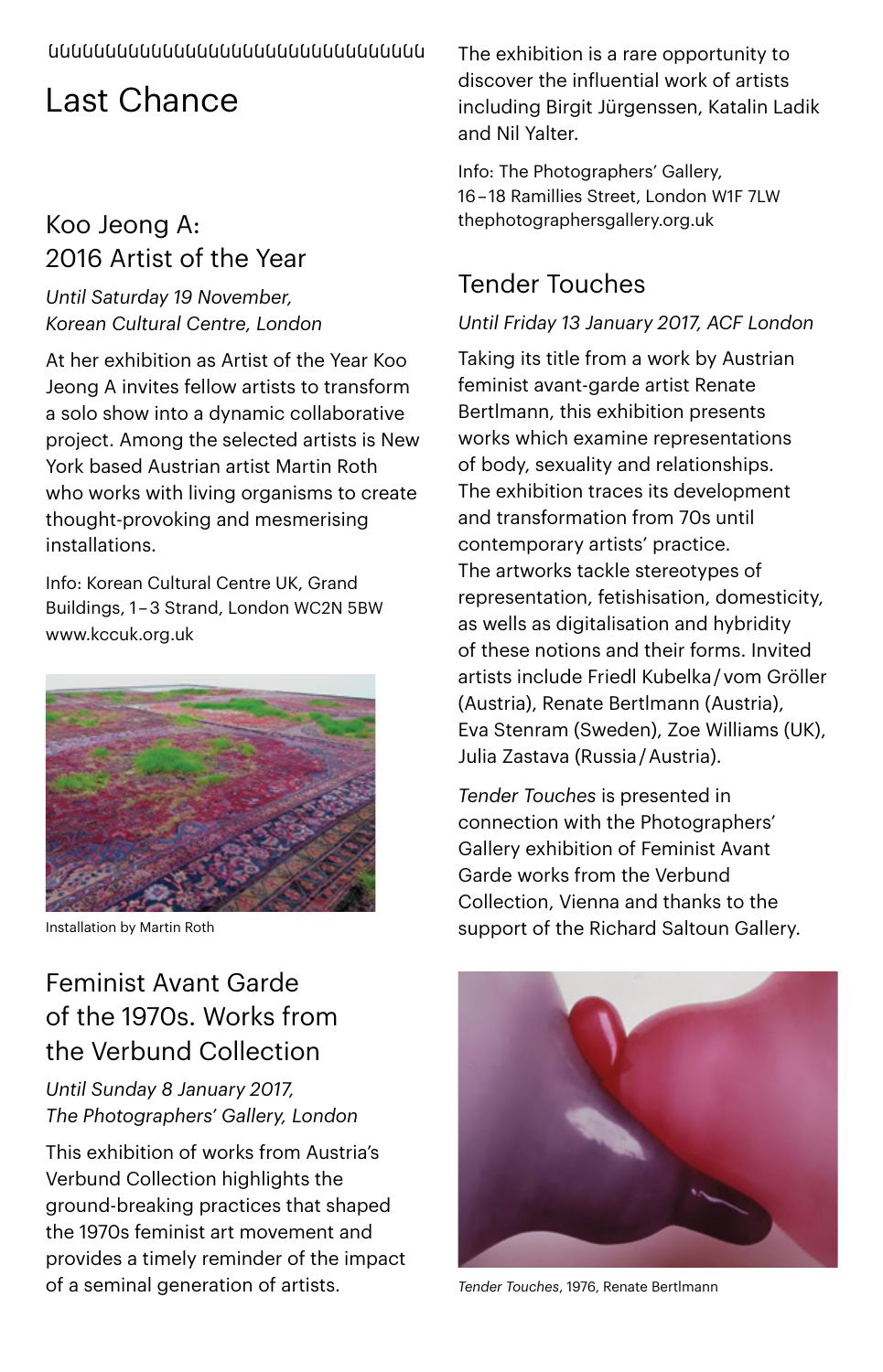# Last Chance

## Koo Jeong A: 2016 Artist of the Year

*Until Saturday 19 November, Korean Cultural Centre, London*

At her exhibition as Artist of the Year Koo Jeong A invites fellow artists to transform a solo show into a dynamic collaborative project. Among the selected artists is New York based Austrian artist Martin Roth who works with living organisms to create thought-provoking and mesmerising installations.

Info: Korean Cultural Centre UK, Grand Buildings, 1–3 Strand, London WC2N 5BW
www.kccuk.org.uk

Installation by Martin Roth

## Feminist Avant Garde of the 1970s. Works from the Verbund Collection

*Until Sunday 8 January 2017, The Photographers' Gallery, London*

This exhibition of works from Austria's Verbund Collection highlights the ground-breaking practices that shaped the 1970s feminist art movement and provides a timely reminder of the impact of a seminal generation of artists.

The exhibition is a rare opportunity to discover the influential work of artists including Birgit Jürgenssen, Katalin Ladik and Nil Yalter.

Info: The Photographers' Gallery, 16–18 Ramillies Street, London W1F 7LW
thephotographersgallery.org.uk

## Tender Touches

*Until Friday 13 January 2017, ACF London*

Taking its title from a work by Austrian feminist avant-garde artist Renate Bertlmann, this exhibition presents works which examine representations of body, sexuality and relationships. The exhibition traces its development and transformation from 70s until contemporary artists' practice. The artworks tackle stereotypes of representation, fetishisation, domesticity, as wells as digitalisation and hybridity of these notions and their forms. Invited artists include Friedl Kubelka / vom Gröller (Austria), Renate Bertlmann (Austria), Eva Stenram (Sweden), Zoe Williams (UK), Julia Zastava (Russia / Austria).

*Tender Touches* is presented in connection with the Photographers' Gallery exhibition of Feminist Avant Garde works from the Verbund Collection, Vienna and thanks to the support of the Richard Saltoun Gallery.

*Tender Touches*, 1976, Renate Bertlmann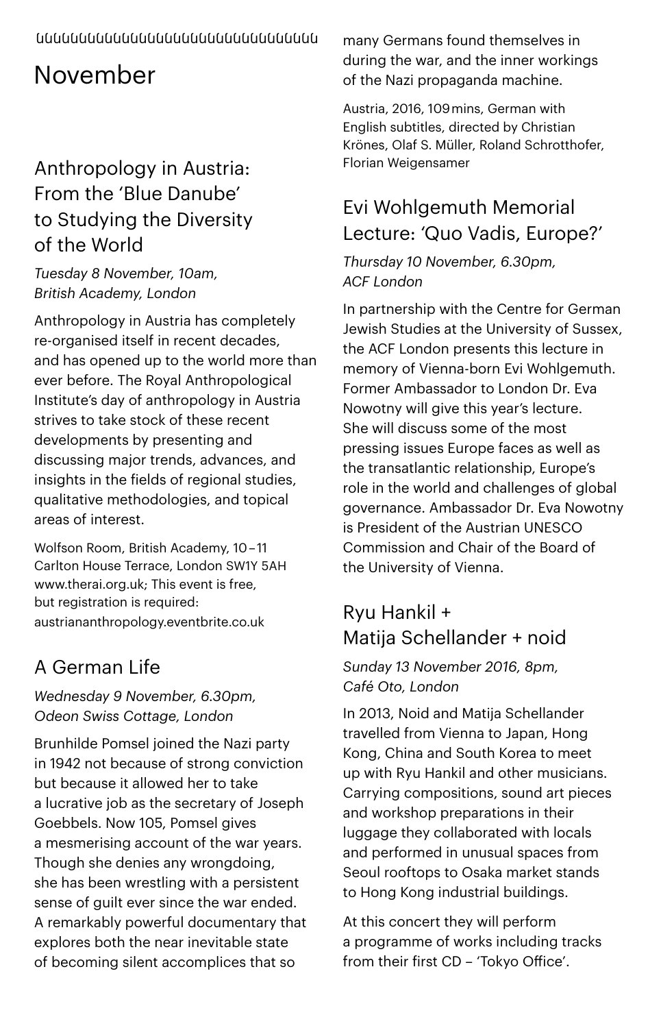# November

## Anthropology in Austria: From the 'Blue Danube' to Studying the Diversity of the World

*Tuesday 8 November, 10am, British Academy, London*

Anthropology in Austria has completely re-organised itself in recent decades, and has opened up to the world more than ever before. The Royal Anthropological Institute's day of anthropology in Austria strives to take stock of these recent developments by presenting and discussing major trends, advances, and insights in the fields of regional studies, qualitative methodologies, and topical areas of interest.

Wolfson Room, British Academy, 10 – 11 Carlton House Terrace, London SW1Y 5AH www.therai.org.uk; This event is free, but registration is required: austriananthropology.eventbrite.co.uk

## A German Life

*Wednesday 9 November, 6.30pm, Odeon Swiss Cottage, London*

Brunhilde Pomsel joined the Nazi party in 1942 not because of strong conviction but because it allowed her to take a lucrative job as the secretary of Joseph Goebbels. Now 105, Pomsel gives a mesmerising account of the war years. Though she denies any wrongdoing, she has been wrestling with a persistent sense of guilt ever since the war ended. A remarkably powerful documentary that explores both the near inevitable state of becoming silent accomplices that so many Germans found themselves in during the war, and the inner workings of the Nazi propaganda machine.

Austria, 2016, 109 mins, German with English subtitles, directed by Christian Krönes, Olaf S. Müller, Roland Schrotthofer, Florian Weigensamer

## Evi Wohlgemuth Memorial Lecture: 'Quo Vadis, Europe?'

*Thursday 10 November, 6.30pm, ACF London*

In partnership with the Centre for German Jewish Studies at the University of Sussex, the ACF London presents this lecture in memory of Vienna-born Evi Wohlgemuth. Former Ambassador to London Dr. Eva Nowotny will give this year's lecture. She will discuss some of the most pressing issues Europe faces as well as the transatlantic relationship, Europe's role in the world and challenges of global governance. Ambassador Dr. Eva Nowotny is President of the Austrian UNESCO Commission and Chair of the Board of the University of Vienna.

## Ryu Hankil + Matija Schellander + noid

*Sunday 13 November 2016, 8pm, Café Oto, London*

In 2013, Noid and Matija Schellander travelled from Vienna to Japan, Hong Kong, China and South Korea to meet up with Ryu Hankil and other musicians. Carrying compositions, sound art pieces and workshop preparations in their luggage they collaborated with locals and performed in unusual spaces from Seoul rooftops to Osaka market stands to Hong Kong industrial buildings.

At this concert they will perform a programme of works including tracks from their first CD – 'Tokyo Office'.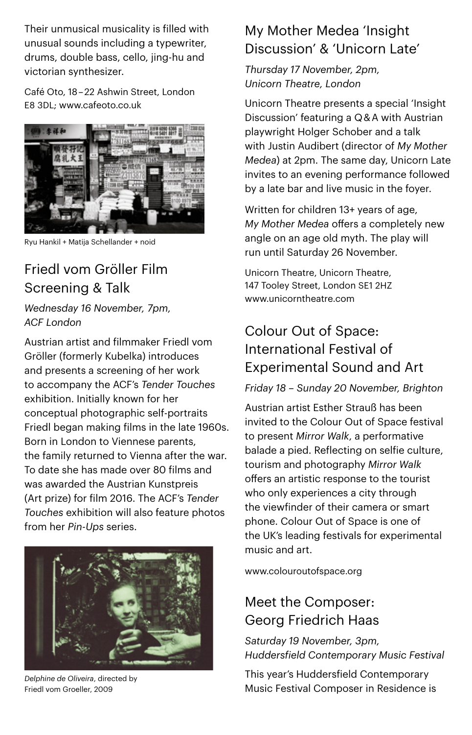Their unmusical musicality is filled with unusual sounds including a typewriter, drums, double bass, cello, jing-hu and victorian synthesizer.

Café Oto, 18 – 22 Ashwin Street, London E8 3DL; www.cafeoto.co.uk

Ryu Hankil + Matija Schellander + noid

## Friedl vom Gröller Film Screening & Talk

*Wednesday 16 November, 7pm, ACF London*

Austrian artist and filmmaker Friedl vom Gröller (formerly Kubelka) introduces and presents a screening of her work to accompany the ACF's *Tender Touches* exhibition. Initially known for her conceptual photographic self-portraits Friedl began making films in the late 1960s. Born in London to Viennese parents, the family returned to Vienna after the war. To date she has made over 80 films and was awarded the Austrian Kunstpreis (Art prize) for film 2016. The ACF's *Tender Touches* exhibition will also feature photos from her *Pin-Ups* series.

*Delphine de Oliveira*, directed by Friedl vom Groeller, 2009

## My Mother Medea 'Insight Discussion' & 'Unicorn Late'

*Thursday 17 November, 2pm, Unicorn Theatre, London*

Unicorn Theatre presents a special 'Insight Discussion' featuring a Q & A with Austrian playwright Holger Schober and a talk with Justin Audibert (director of *My Mother Medea*) at 2pm. The same day, Unicorn Late invites to an evening performance followed by a late bar and live music in the foyer.

Written for children 13+ years of age, *My Mother Medea* offers a completely new angle on an age old myth. The play will run until Saturday 26 November.

Unicorn Theatre, Unicorn Theatre, 147 Tooley Street, London SE1 2HZ www.unicorntheatre.com

## Colour Out of Space: International Festival of Experimental Sound and Art

*Friday 18 – Sunday 20 November, Brighton*

Austrian artist Esther Strauß has been invited to the Colour Out of Space festival to present *Mirror Walk*, a performative balade a pied. Reflecting on selfie culture, tourism and photography *Mirror Walk* offers an artistic response to the tourist who only experiences a city through the viewfinder of their camera or smart phone. Colour Out of Space is one of the UK's leading festivals for experimental music and art.

www.colouroutofspace.org

## Meet the Composer: Georg Friedrich Haas

*Saturday 19 November, 3pm, Huddersfield Contemporary Music Festival*

This year's Huddersfield Contemporary Music Festival Composer in Residence is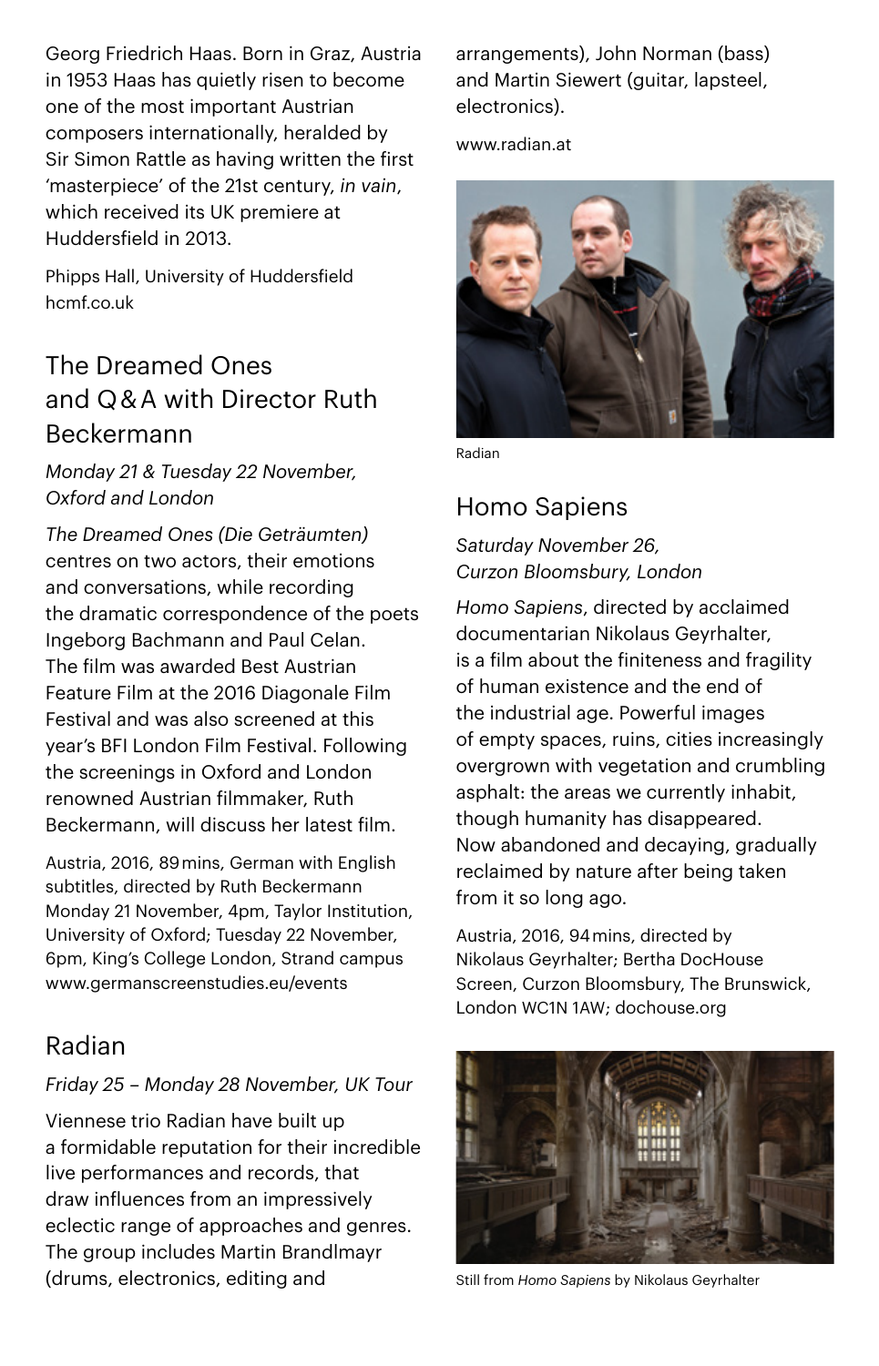Georg Friedrich Haas. Born in Graz, Austria in 1953 Haas has quietly risen to become one of the most important Austrian composers internationally, heralded by Sir Simon Rattle as having written the first 'masterpiece' of the 21st century, *in vain*, which received its UK premiere at Huddersfield in 2013.

Phipps Hall, University of Huddersfield
hcmf.co.uk

## The Dreamed Ones and Q & A with Director Ruth Beckermann

*Monday 21 & Tuesday 22 November, Oxford and London*

*The Dreamed Ones (Die Geträumten)* centres on two actors, their emotions and conversations, while recording the dramatic correspondence of the poets Ingeborg Bachmann and Paul Celan. The film was awarded Best Austrian Feature Film at the 2016 Diagonale Film Festival and was also screened at this year's BFI London Film Festival. Following the screenings in Oxford and London renowned Austrian filmmaker, Ruth Beckermann, will discuss her latest film.

Austria, 2016, 89 mins, German with English subtitles, directed by Ruth Beckermann
Monday 21 November, 4pm, Taylor Institution, University of Oxford; Tuesday 22 November, 6pm, King's College London, Strand campus
www.germanscreenstudies.eu/events

## Radian

*Friday 25 – Monday 28 November, UK Tour*

Viennese trio Radian have built up a formidable reputation for their incredible live performances and records, that draw influences from an impressively eclectic range of approaches and genres. The group includes Martin Brandlmayr (drums, electronics, editing and arrangements), John Norman (bass) and Martin Siewert (guitar, lapsteel, electronics).

www.radian.at

Radian

## Homo Sapiens

*Saturday November 26, Curzon Bloomsbury, London*

*Homo Sapiens*, directed by acclaimed documentarian Nikolaus Geyrhalter, is a film about the finiteness and fragility of human existence and the end of the industrial age. Powerful images of empty spaces, ruins, cities increasingly overgrown with vegetation and crumbling asphalt: the areas we currently inhabit, though humanity has disappeared. Now abandoned and decaying, gradually reclaimed by nature after being taken from it so long ago.

Austria, 2016, 94 mins, directed by Nikolaus Geyrhalter; Bertha DocHouse Screen, Curzon Bloomsbury, The Brunswick, London WC1N 1AW; dochouse.org

Still from *Homo Sapiens* by Nikolaus Geyrhalter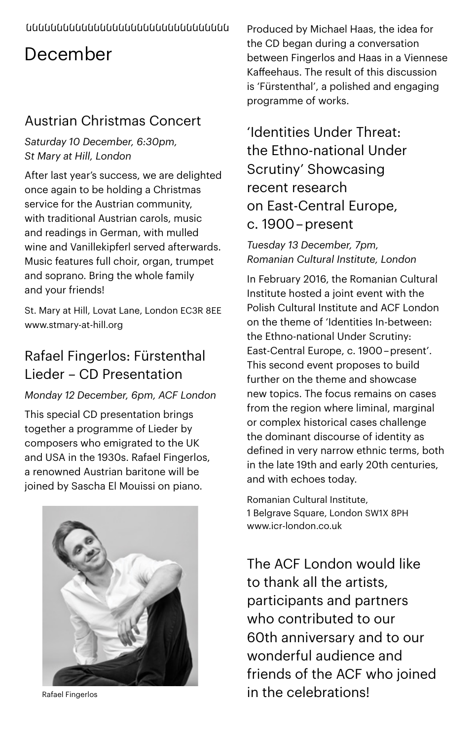# December

## Austrian Christmas Concert

*Saturday 10 December, 6:30pm, St Mary at Hill, London*

After last year's success, we are delighted once again to be holding a Christmas service for the Austrian community, with traditional Austrian carols, music and readings in German, with mulled wine and Vanillekipferl served afterwards. Music features full choir, organ, trumpet and soprano. Bring the whole family and your friends!

St. Mary at Hill, Lovat Lane, London EC3R 8EE
www.stmary-at-hill.org

## Rafael Fingerlos: Fürstenthal Lieder – CD Presentation

*Monday 12 December, 6pm, ACF London*

This special CD presentation brings together a programme of Lieder by composers who emigrated to the UK and USA in the 1930s. Rafael Fingerlos, a renowned Austrian baritone will be joined by Sascha El Mouissi on piano.

Rafael Fingerlos

Produced by Michael Haas, the idea for the CD began during a conversation between Fingerlos and Haas in a Viennese Kaffeehaus. The result of this discussion is 'Fürstenthal', a polished and engaging programme of works.

## 'Identities Under Threat: the Ethno-national Under Scrutiny' Showcasing recent research on East-Central Europe, c. 1900 – present

*Tuesday 13 December, 7pm, Romanian Cultural Institute, London*

In February 2016, the Romanian Cultural Institute hosted a joint event with the Polish Cultural Institute and ACF London on the theme of 'Identities In-between: the Ethno-national Under Scrutiny: East-Central Europe, c. 1900 – present'. This second event proposes to build further on the theme and showcase new topics. The focus remains on cases from the region where liminal, marginal or complex historical cases challenge the dominant discourse of identity as defined in very narrow ethnic terms, both in the late 19th and early 20th centuries, and with echoes today.

Romanian Cultural Institute,
1 Belgrave Square, London SW1X 8PH
www.icr-london.co.uk

The ACF London would like to thank all the artists, participants and partners who contributed to our 60th anniversary and to our wonderful audience and friends of the ACF who joined in the celebrations!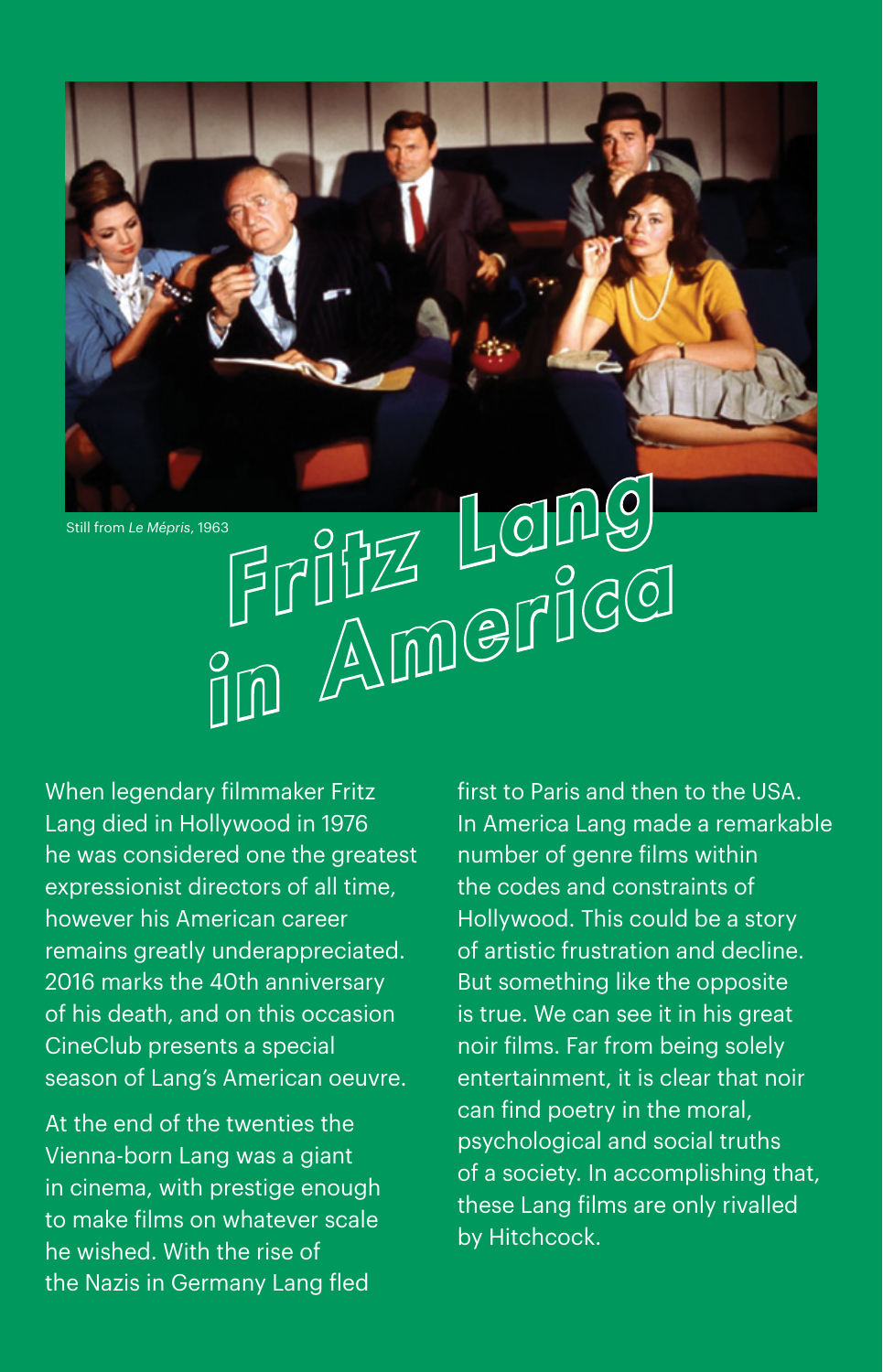Still from *Le Mépris*, 1963

# Fritz Lang in America

When legendary filmmaker Fritz Lang died in Hollywood in 1976 he was considered one the greatest expressionist directors of all time, however his American career remains greatly underappreciated. 2016 marks the 40th anniversary of his death, and on this occasion CineClub presents a special season of Lang's American oeuvre.

At the end of the twenties the Vienna-born Lang was a giant in cinema, with prestige enough to make films on whatever scale he wished. With the rise of the Nazis in Germany Lang fled first to Paris and then to the USA. In America Lang made a remarkable number of genre films within the codes and constraints of Hollywood. This could be a story of artistic frustration and decline. But something like the opposite is true. We can see it in his great noir films. Far from being solely entertainment, it is clear that noir can find poetry in the moral, psychological and social truths of a society. In accomplishing that, these Lang films are only rivalled by Hitchcock.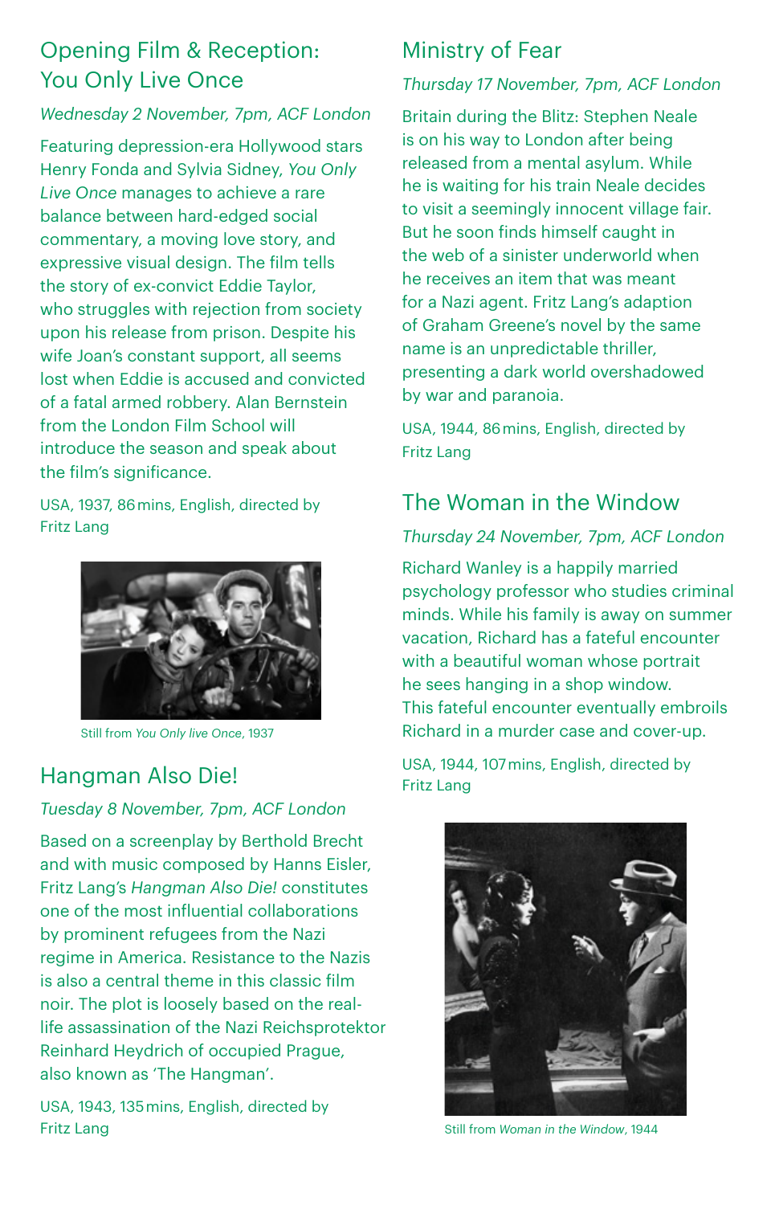## Opening Film & Reception: You Only Live Once

*Wednesday 2 November, 7pm, ACF London*

Featuring depression-era Hollywood stars Henry Fonda and Sylvia Sidney, *You Only Live Once* manages to achieve a rare balance between hard-edged social commentary, a moving love story, and expressive visual design. The film tells the story of ex-convict Eddie Taylor, who struggles with rejection from society upon his release from prison. Despite his wife Joan's constant support, all seems lost when Eddie is accused and convicted of a fatal armed robbery. Alan Bernstein from the London Film School will introduce the season and speak about the film's significance.

USA, 1937, 86 mins, English, directed by Fritz Lang

Still from *You Only live Once*, 1937

## Hangman Also Die!

*Tuesday 8 November, 7pm, ACF London*

Based on a screenplay by Berthold Brecht and with music composed by Hanns Eisler, Fritz Lang's *Hangman Also Die!* constitutes one of the most influential collaborations by prominent refugees from the Nazi regime in America. Resistance to the Nazis is also a central theme in this classic film noir. The plot is loosely based on the real-life assassination of the Nazi Reichsprotektor Reinhard Heydrich of occupied Prague, also known as 'The Hangman'.

USA, 1943, 135 mins, English, directed by Fritz Lang

## Ministry of Fear

*Thursday 17 November, 7pm, ACF London*

Britain during the Blitz: Stephen Neale is on his way to London after being released from a mental asylum. While he is waiting for his train Neale decides to visit a seemingly innocent village fair. But he soon finds himself caught in the web of a sinister underworld when he receives an item that was meant for a Nazi agent. Fritz Lang's adaption of Graham Greene's novel by the same name is an unpredictable thriller, presenting a dark world overshadowed by war and paranoia.

USA, 1944, 86 mins, English, directed by Fritz Lang

## The Woman in the Window

*Thursday 24 November, 7pm, ACF London*

Richard Wanley is a happily married psychology professor who studies criminal minds. While his family is away on summer vacation, Richard has a fateful encounter with a beautiful woman whose portrait he sees hanging in a shop window. This fateful encounter eventually embroils Richard in a murder case and cover-up.

USA, 1944, 107 mins, English, directed by Fritz Lang

Still from *Woman in the Window*, 1944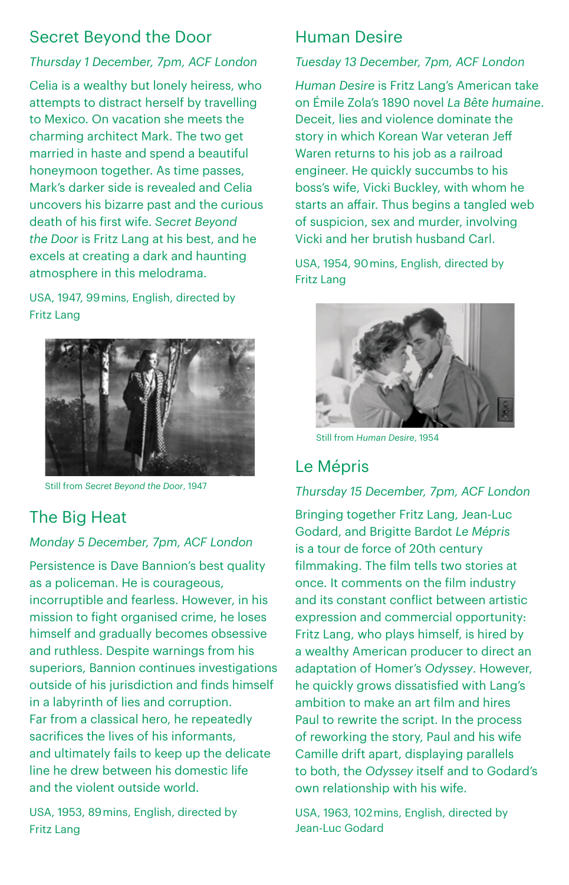## Secret Beyond the Door

*Thursday 1 December, 7pm, ACF London*

Celia is a wealthy but lonely heiress, who attempts to distract herself by travelling to Mexico. On vacation she meets the charming architect Mark. The two get married in haste and spend a beautiful honeymoon together. As time passes, Mark's darker side is revealed and Celia uncovers his bizarre past and the curious death of his first wife. *Secret Beyond the Door* is Fritz Lang at his best, and he excels at creating a dark and haunting atmosphere in this melodrama.

USA, 1947, 99 mins, English, directed by Fritz Lang

Still from *Secret Beyond the Door*, 1947

## The Big Heat

*Monday 5 December, 7pm, ACF London*

Persistence is Dave Bannion's best quality as a policeman. He is courageous, incorruptible and fearless. However, in his mission to fight organised crime, he loses himself and gradually becomes obsessive and ruthless. Despite warnings from his superiors, Bannion continues investigations outside of his jurisdiction and finds himself in a labyrinth of lies and corruption. Far from a classical hero, he repeatedly sacrifices the lives of his informants, and ultimately fails to keep up the delicate line he drew between his domestic life and the violent outside world.

USA, 1953, 89 mins, English, directed by Fritz Lang

## Human Desire

*Tuesday 13 December, 7pm, ACF London*

*Human Desire* is Fritz Lang's American take on Émile Zola's 1890 novel *La Bête humaine*. Deceit, lies and violence dominate the story in which Korean War veteran Jeff Waren returns to his job as a railroad engineer. He quickly succumbs to his boss's wife, Vicki Buckley, with whom he starts an affair. Thus begins a tangled web of suspicion, sex and murder, involving Vicki and her brutish husband Carl.

USA, 1954, 90 mins, English, directed by Fritz Lang

Still from *Human Desire*, 1954

## Le Mépris

*Thursday 15 December, 7pm, ACF London*

Bringing together Fritz Lang, Jean-Luc Godard, and Brigitte Bardot *Le Mépris* is a tour de force of 20th century filmmaking. The film tells two stories at once. It comments on the film industry and its constant conflict between artistic expression and commercial opportunity: Fritz Lang, who plays himself, is hired by a wealthy American producer to direct an adaptation of Homer's *Odyssey*. However, he quickly grows dissatisfied with Lang's ambition to make an art film and hires Paul to rewrite the script. In the process of reworking the story, Paul and his wife Camille drift apart, displaying parallels to both, the *Odyssey* itself and to Godard's own relationship with his wife.

USA, 1963, 102 mins, English, directed by Jean-Luc Godard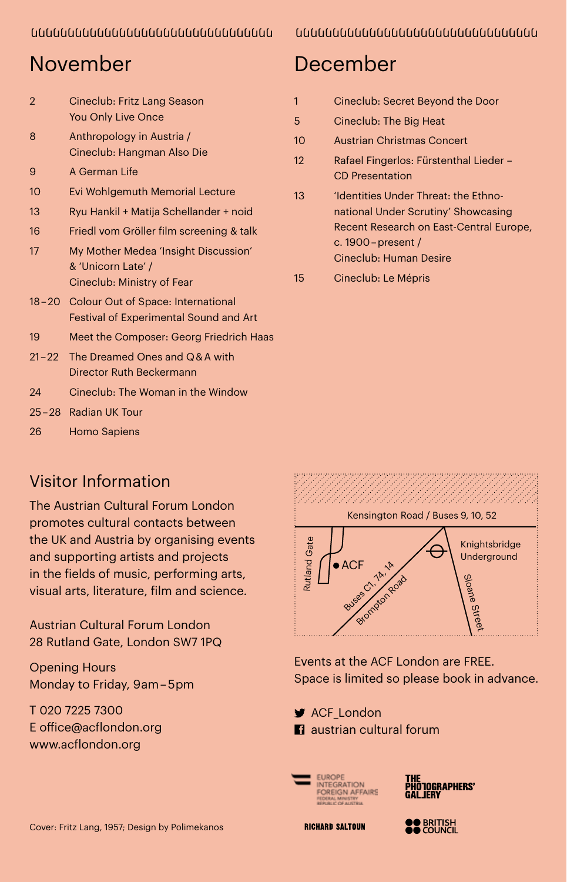## November

| | |
|---|---|
| 2 | Cineclub: Fritz Lang Season<br>You Only Live Once |
| 8 | Anthropology in Austria /<br>Cineclub: Hangman Also Die |
| 9 | A German Life |
| 10 | Evi Wohlgemuth Memorial Lecture |
| 13 | Ryu Hankil + Matija Schellander + noid |
| 16 | Friedl vom Gröller film screening & talk |
| 17 | My Mother Medea 'Insight Discussion'<br>& 'Unicorn Late' /<br>Cineclub: Ministry of Fear |
| 18–20 | Colour Out of Space: International<br>Festival of Experimental Sound and Art |
| 19 | Meet the Composer: Georg Friedrich Haas |
| 21–22 | The Dreamed Ones and Q & A with<br>Director Ruth Beckermann |
| 24 | Cineclub: The Woman in the Window |
| 25–28 | Radian UK Tour |
| 26 | Homo Sapiens |

## December

| | |
|---|---|
| 1 | Cineclub: Secret Beyond the Door |
| 5 | Cineclub: The Big Heat |
| 10 | Austrian Christmas Concert |
| 12 | Rafael Fingerlos: Fürstenthal Lieder –<br>CD Presentation |
| 13 | 'Identities Under Threat: the Ethno-<br>national Under Scrutiny' Showcasing<br>Recent Research on East-Central Europe,<br>c. 1900 – present /<br>Cineclub: Human Desire |
| 15 | Cineclub: Le Mépris |

## Visitor Information

The Austrian Cultural Forum London promotes cultural contacts between the UK and Austria by organising events and supporting artists and projects in the fields of music, performing arts, visual arts, literature, film and science.

Austrian Cultural Forum London
28 Rutland Gate, London SW7 1PQ

Opening Hours
Monday to Friday, 9am – 5pm

T 020 7225 7300
E office@acflondon.org
www.acflondon.org

Kensington Road / Buses 9, 10, 52
Rutland Gate
ACF
Buses C1, 74, 14
Brompton Road
Knightsbridge Underground
Sloane Street

Events at the ACF London are FREE.
Space is limited so please book in advance.

ACF_London
austrian cultural forum

EUROPE INTEGRATION FOREIGN AFFAIRS FEDERAL MINISTRY REPUBLIC OF AUSTRIA

THE PHOTOGRAPHERS' GALLERY

RICHARD SALTOUN

BRITISH COUNCIL

Cover: Fritz Lang, 1957; Design by Polimekanos